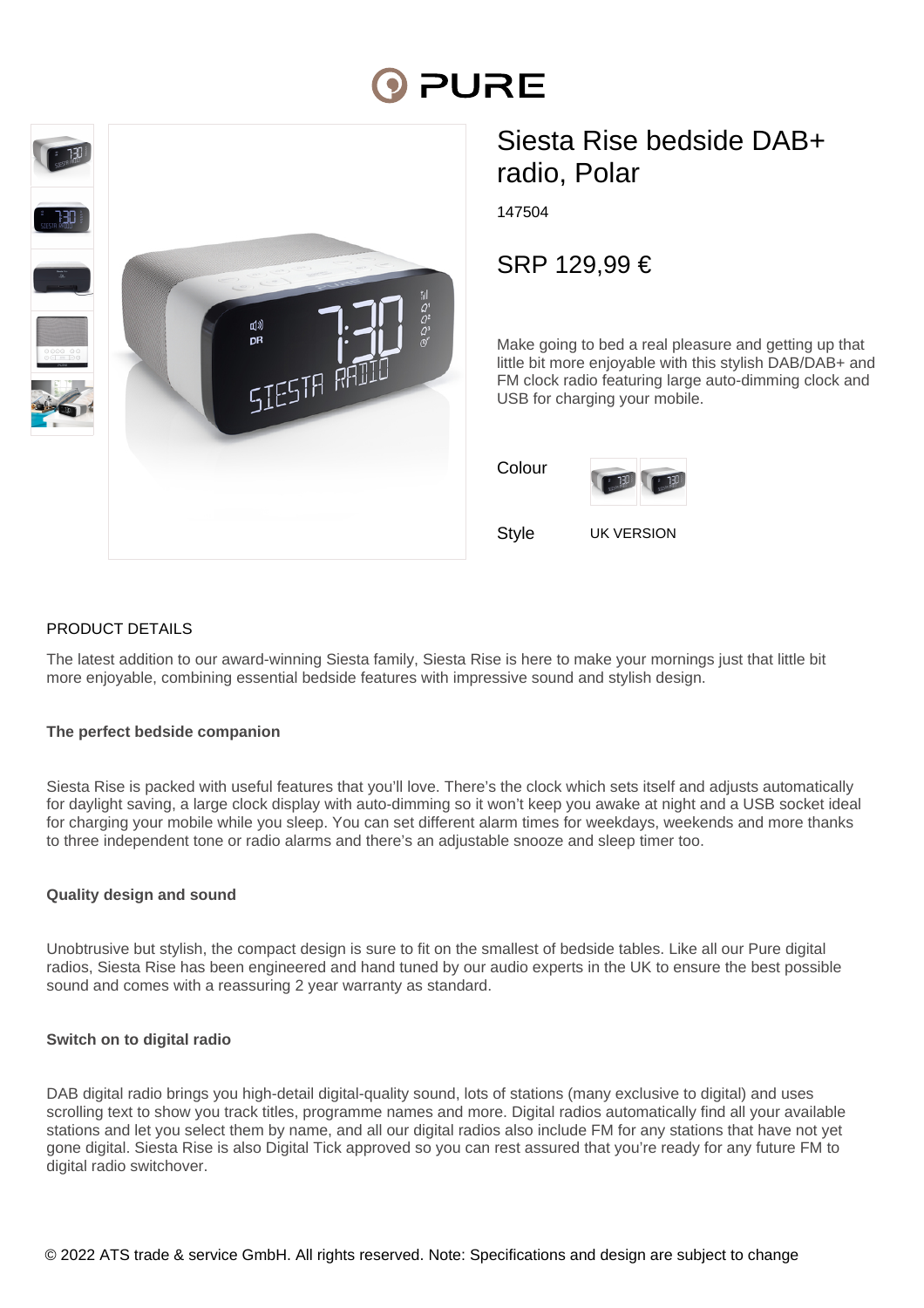# Siesta Rise bedside DAB+ radio, Polar

147504

## SRP 129,99 €

Make going to bed a real pleasure and getting up that little bit more enjoyable with this stylish DAB/DAB+ and FM clock radio featuring large auto-dimming clock and USB for charging your mobile.

Colour

Style UK VERSION

## PRODUCT DETAILS

The latest addition to our award-winning Siesta family, Siesta Rise is here to make your mornings just that little bit more enjoyable, combining essential bedside features with impressive sound and stylish design.

**The perfect bedside companion**

Siesta Rise is packed with useful features that you'll love. There's the clock which sets itself and adjusts automatically for daylight saving, a large clock display with auto-dimming so it won't keep you awake at night and a USB socket ideal for charging your mobile while you sleep. You can set different alarm times for weekdays, weekends and more thanks to three independent tone or radio alarms and there's an adjustable snooze and sleep timer too.

**Quality design and sound**

Unobtrusive but stylish, the compact design is sure to fit on the smallest of bedside tables. Like all our Pure digital radios, Siesta Rise has been engineered and hand tuned by our audio experts in the UK to ensure the best possible sound and comes with a reassuring 2 year warranty as standard.

**Switch on to digital radio**

DAB digital radio brings you high-detail digital-quality sound, lots of stations (many exclusive to digital) and uses scrolling text to show you track titles, programme names and more. Digital radios automatically find all your available stations and let you select them by name, and all our digital radios also include FM for any stations that have not yet gone digital. Siesta Rise is also Digital Tick approved so you can rest assured that you're ready for any future FM to digital radio switchover.

© 2022 ATS trade & service GmbH. All rights reserved. Note: Specifications and design are subject to change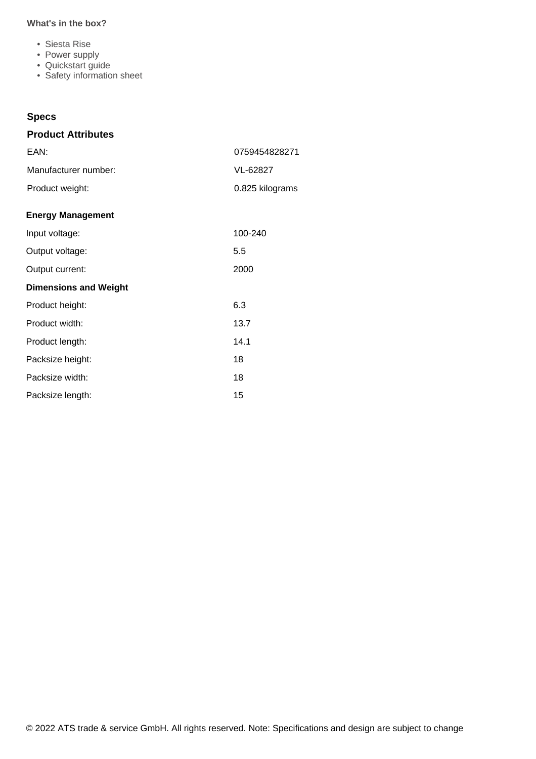**What's in the box?**

- Siesta Rise
- Power supply
- Quickstart guide
- Safety information sheet

## Specs

### Product Attributes

| | |
|---|---|
| EAN: | 0759454828271 |
| Manufacturer number: | VL-62827 |
| Product weight: | 0.825 kilograms |

### Energy Management

| | |
|---|---|
| Input voltage: | 100-240 |
| Output voltage: | 5.5 |
| Output current: | 2000 |

### Dimensions and Weight

| | |
|---|---|
| Product height: | 6.3 |
| Product width: | 13.7 |
| Product length: | 14.1 |
| Packsize height: | 18 |
| Packsize width: | 18 |
| Packsize length: | 15 |

© 2022 ATS trade & service GmbH. All rights reserved. Note: Specifications and design are subject to change